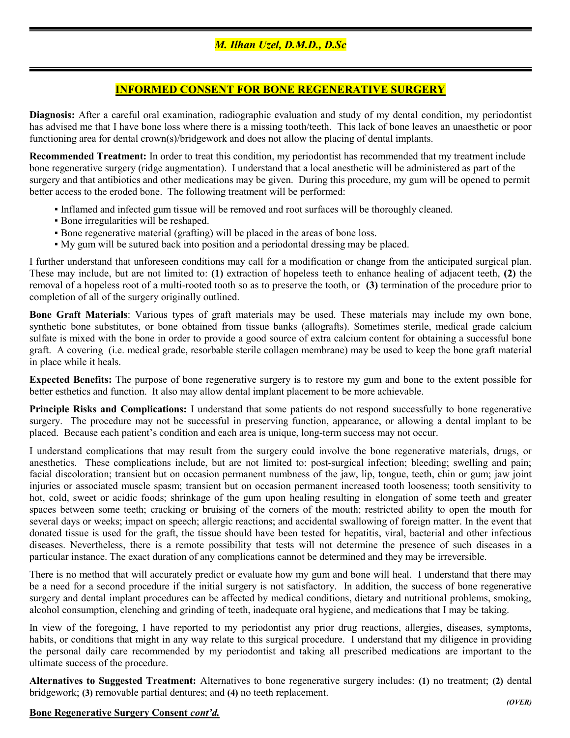*M. Ilhan Uzel, D.M.D., D.Sc*

# INFORMED CONSENT FOR BONE REGENERATIVE SURGERY

**Diagnosis:** After a careful oral examination, radiographic evaluation and study of my dental condition, my periodontist has advised me that I have bone loss where there is a missing tooth/teeth. This lack of bone leaves an unaesthetic or poor functioning area for dental crown(s)/bridgework and does not allow the placing of dental implants.

**Recommended Treatment:** In order to treat this condition, my periodontist has recommended that my treatment include bone regenerative surgery (ridge augmentation). I understand that a local anesthetic will be administered as part of the surgery and that antibiotics and other medications may be given. During this procedure, my gum will be opened to permit better access to the eroded bone. The following treatment will be performed:

- Inflamed and infected gum tissue will be removed and root surfaces will be thoroughly cleaned.
- Bone irregularities will be reshaped.
- Bone regenerative material (grafting) will be placed in the areas of bone loss.
- My gum will be sutured back into position and a periodontal dressing may be placed.

I further understand that unforeseen conditions may call for a modification or change from the anticipated surgical plan. These may include, but are not limited to: **(1)** extraction of hopeless teeth to enhance healing of adjacent teeth, **(2)** the removal of a hopeless root of a multi-rooted tooth so as to preserve the tooth, or **(3)** termination of the procedure prior to completion of all of the surgery originally outlined.

**Bone Graft Materials**: Various types of graft materials may be used. These materials may include my own bone, synthetic bone substitutes, or bone obtained from tissue banks (allografts). Sometimes sterile, medical grade calcium sulfate is mixed with the bone in order to provide a good source of extra calcium content for obtaining a successful bone graft. A covering (i.e. medical grade, resorbable sterile collagen membrane) may be used to keep the bone graft material in place while it heals.

**Expected Benefits:** The purpose of bone regenerative surgery is to restore my gum and bone to the extent possible for better esthetics and function. It also may allow dental implant placement to be more achievable.

**Principle Risks and Complications:** I understand that some patients do not respond successfully to bone regenerative surgery. The procedure may not be successful in preserving function, appearance, or allowing a dental implant to be placed. Because each patient's condition and each area is unique, long-term success may not occur.

I understand complications that may result from the surgery could involve the bone regenerative materials, drugs, or anesthetics. These complications include, but are not limited to: post-surgical infection; bleeding; swelling and pain; facial discoloration; transient but on occasion permanent numbness of the jaw, lip, tongue, teeth, chin or gum; jaw joint injuries or associated muscle spasm; transient but on occasion permanent increased tooth looseness; tooth sensitivity to hot, cold, sweet or acidic foods; shrinkage of the gum upon healing resulting in elongation of some teeth and greater spaces between some teeth; cracking or bruising of the corners of the mouth; restricted ability to open the mouth for several days or weeks; impact on speech; allergic reactions; and accidental swallowing of foreign matter. In the event that donated tissue is used for the graft, the tissue should have been tested for hepatitis, viral, bacterial and other infectious diseases. Nevertheless, there is a remote possibility that tests will not determine the presence of such diseases in a particular instance. The exact duration of any complications cannot be determined and they may be irreversible.

There is no method that will accurately predict or evaluate how my gum and bone will heal. I understand that there may be a need for a second procedure if the initial surgery is not satisfactory. In addition, the success of bone regenerative surgery and dental implant procedures can be affected by medical conditions, dietary and nutritional problems, smoking, alcohol consumption, clenching and grinding of teeth, inadequate oral hygiene, and medications that I may be taking.

In view of the foregoing, I have reported to my periodontist any prior drug reactions, allergies, diseases, symptoms, habits, or conditions that might in any way relate to this surgical procedure. I understand that my diligence in providing the personal daily care recommended by my periodontist and taking all prescribed medications are important to the ultimate success of the procedure.

**Alternatives to Suggested Treatment:** Alternatives to bone regenerative surgery includes: **(1)** no treatment; **(2)** dental bridgework; **(3)** removable partial dentures; and **(4)** no teeth replacement.

***(OVER)***

**Bone Regenerative Surgery Consent *cont'd.***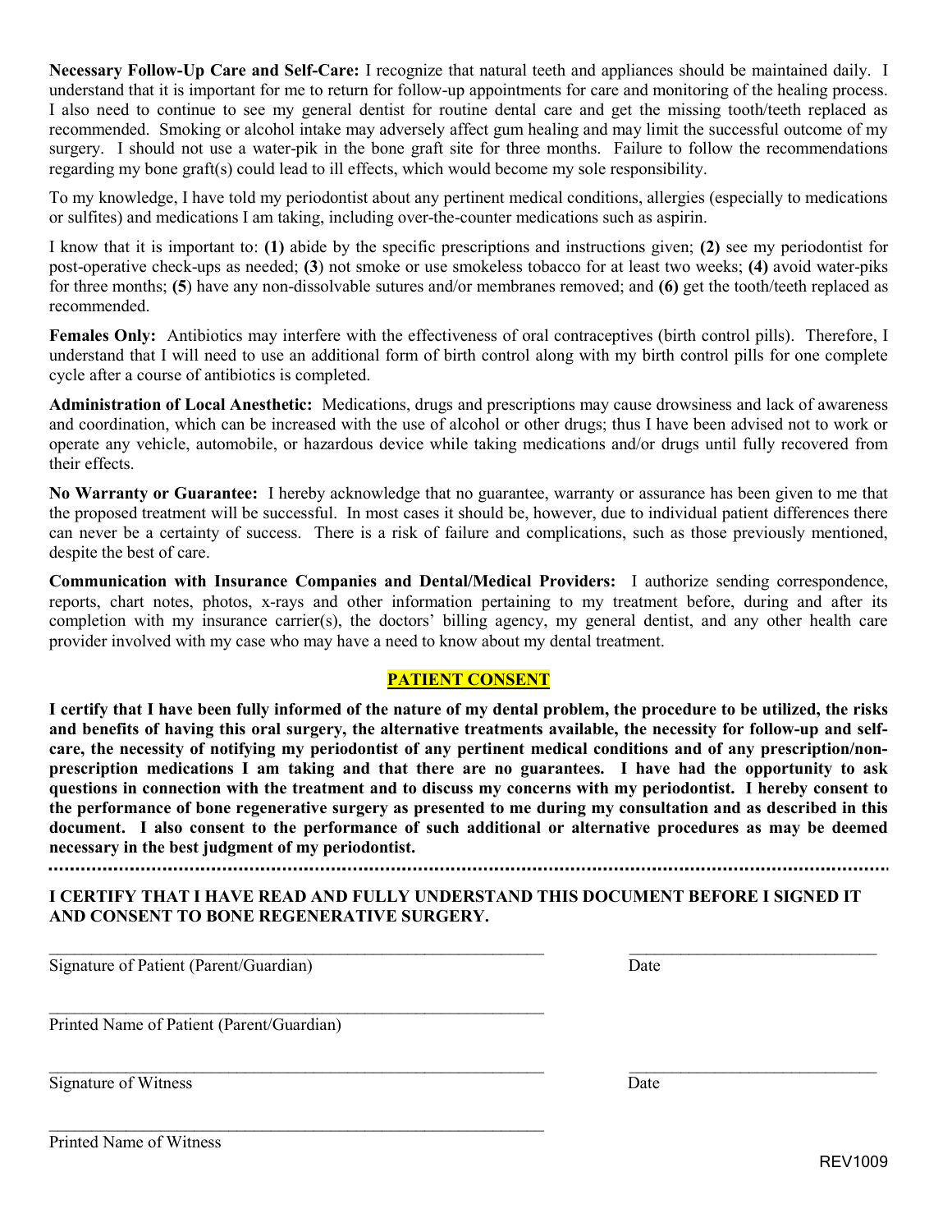**Necessary Follow-Up Care and Self-Care:** I recognize that natural teeth and appliances should be maintained daily. I understand that it is important for me to return for follow-up appointments for care and monitoring of the healing process. I also need to continue to see my general dentist for routine dental care and get the missing tooth/teeth replaced as recommended. Smoking or alcohol intake may adversely affect gum healing and may limit the successful outcome of my surgery. I should not use a water-pik in the bone graft site for three months. Failure to follow the recommendations regarding my bone graft(s) could lead to ill effects, which would become my sole responsibility.

To my knowledge, I have told my periodontist about any pertinent medical conditions, allergies (especially to medications or sulfites) and medications I am taking, including over-the-counter medications such as aspirin.

I know that it is important to: **(1)** abide by the specific prescriptions and instructions given; **(2)** see my periodontist for post-operative check-ups as needed; **(3**) not smoke or use smokeless tobacco for at least two weeks; **(4)** avoid water-piks for three months; **(5**) have any non-dissolvable sutures and/or membranes removed; and **(6)** get the tooth/teeth replaced as recommended.

**Females Only:** Antibiotics may interfere with the effectiveness of oral contraceptives (birth control pills). Therefore, I understand that I will need to use an additional form of birth control along with my birth control pills for one complete cycle after a course of antibiotics is completed.

**Administration of Local Anesthetic:** Medications, drugs and prescriptions may cause drowsiness and lack of awareness and coordination, which can be increased with the use of alcohol or other drugs; thus I have been advised not to work or operate any vehicle, automobile, or hazardous device while taking medications and/or drugs until fully recovered from their effects.

**No Warranty or Guarantee:** I hereby acknowledge that no guarantee, warranty or assurance has been given to me that the proposed treatment will be successful. In most cases it should be, however, due to individual patient differences there can never be a certainty of success. There is a risk of failure and complications, such as those previously mentioned, despite the best of care.

**Communication with Insurance Companies and Dental/Medical Providers:** I authorize sending correspondence, reports, chart notes, photos, x-rays and other information pertaining to my treatment before, during and after its completion with my insurance carrier(s), the doctors' billing agency, my general dentist, and any other health care provider involved with my case who may have a need to know about my dental treatment.

## PATIENT CONSENT

**I certify that I have been fully informed of the nature of my dental problem, the procedure to be utilized, the risks and benefits of having this oral surgery, the alternative treatments available, the necessity for follow-up and self-care, the necessity of notifying my periodontist of any pertinent medical conditions and of any prescription/non-prescription medications I am taking and that there are no guarantees. I have had the opportunity to ask questions in connection with the treatment and to discuss my concerns with my periodontist. I hereby consent to the performance of bone regenerative surgery as presented to me during my consultation and as described in this document. I also consent to the performance of such additional or alternative procedures as may be deemed necessary in the best judgment of my periodontist.**

**I CERTIFY THAT I HAVE READ AND FULLY UNDERSTAND THIS DOCUMENT BEFORE I SIGNED IT AND CONSENT TO BONE REGENERATIVE SURGERY.**

\_\_\_\_\_\_\_\_\_\_\_\_\_\_\_\_\_\_\_\_\_\_\_\_\_\_\_\_\_\_\_\_\_\_\_\_\_\_\_\_ \_\_\_\_\_\_\_\_\_\_\_\_\_\_\_\_\_\_\_\_

Signature of Patient (Parent/Guardian) Date

\_\_\_\_\_\_\_\_\_\_\_\_\_\_\_\_\_\_\_\_\_\_\_\_\_\_\_\_\_\_\_\_\_\_\_\_\_\_\_\_

Printed Name of Patient (Parent/Guardian)

\_\_\_\_\_\_\_\_\_\_\_\_\_\_\_\_\_\_\_\_\_\_\_\_\_\_\_\_\_\_\_\_\_\_\_\_\_\_\_\_ \_\_\_\_\_\_\_\_\_\_\_\_\_\_\_\_\_\_\_\_

Signature of Witness Date

\_\_\_\_\_\_\_\_\_\_\_\_\_\_\_\_\_\_\_\_\_\_\_\_\_\_\_\_\_\_\_\_\_\_\_\_\_\_\_\_

Printed Name of Witness

REV1009